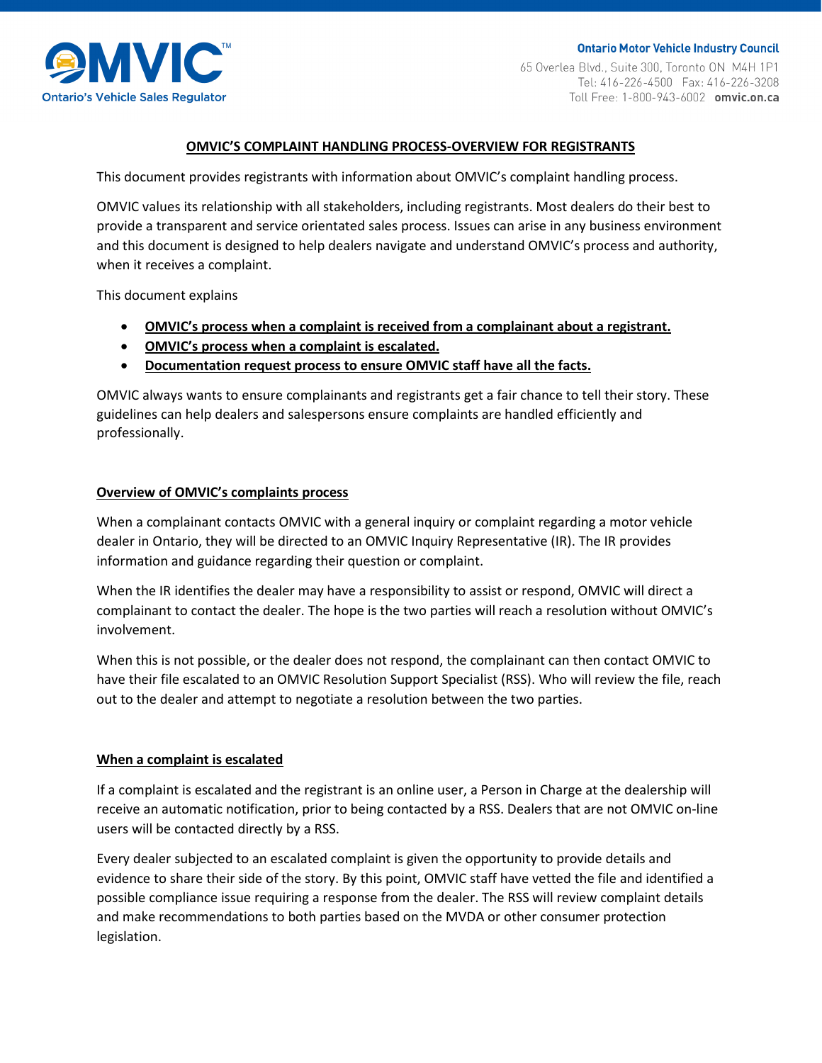OMVIC™
Ontario's Vehicle Sales Regulator

**Ontario Motor Vehicle Industry Council**
65 Overlea Blvd., Suite 300, Toronto ON M4H 1P1
Tel: 416-226-4500 Fax: 416-226-3208
Toll Free: 1-800-943-6002 **omvic.on.ca**

# OMVIC'S COMPLAINT HANDLING PROCESS-OVERVIEW FOR REGISTRANTS

This document provides registrants with information about OMVIC's complaint handling process.

OMVIC values its relationship with all stakeholders, including registrants. Most dealers do their best to provide a transparent and service orientated sales process. Issues can arise in any business environment and this document is designed to help dealers navigate and understand OMVIC's process and authority, when it receives a complaint.

This document explains

- **OMVIC's process when a complaint is received from a complainant about a registrant.**
- **OMVIC's process when a complaint is escalated.**
- **Documentation request process to ensure OMVIC staff have all the facts.**

OMVIC always wants to ensure complainants and registrants get a fair chance to tell their story. These guidelines can help dealers and salespersons ensure complaints are handled efficiently and professionally.

## Overview of OMVIC's complaints process

When a complainant contacts OMVIC with a general inquiry or complaint regarding a motor vehicle dealer in Ontario, they will be directed to an OMVIC Inquiry Representative (IR). The IR provides information and guidance regarding their question or complaint.

When the IR identifies the dealer may have a responsibility to assist or respond, OMVIC will direct a complainant to contact the dealer. The hope is the two parties will reach a resolution without OMVIC's involvement.

When this is not possible, or the dealer does not respond, the complainant can then contact OMVIC to have their file escalated to an OMVIC Resolution Support Specialist (RSS). Who will review the file, reach out to the dealer and attempt to negotiate a resolution between the two parties.

## When a complaint is escalated

If a complaint is escalated and the registrant is an online user, a Person in Charge at the dealership will receive an automatic notification, prior to being contacted by a RSS. Dealers that are not OMVIC on-line users will be contacted directly by a RSS.

Every dealer subjected to an escalated complaint is given the opportunity to provide details and evidence to share their side of the story. By this point, OMVIC staff have vetted the file and identified a possible compliance issue requiring a response from the dealer. The RSS will review complaint details and make recommendations to both parties based on the MVDA or other consumer protection legislation.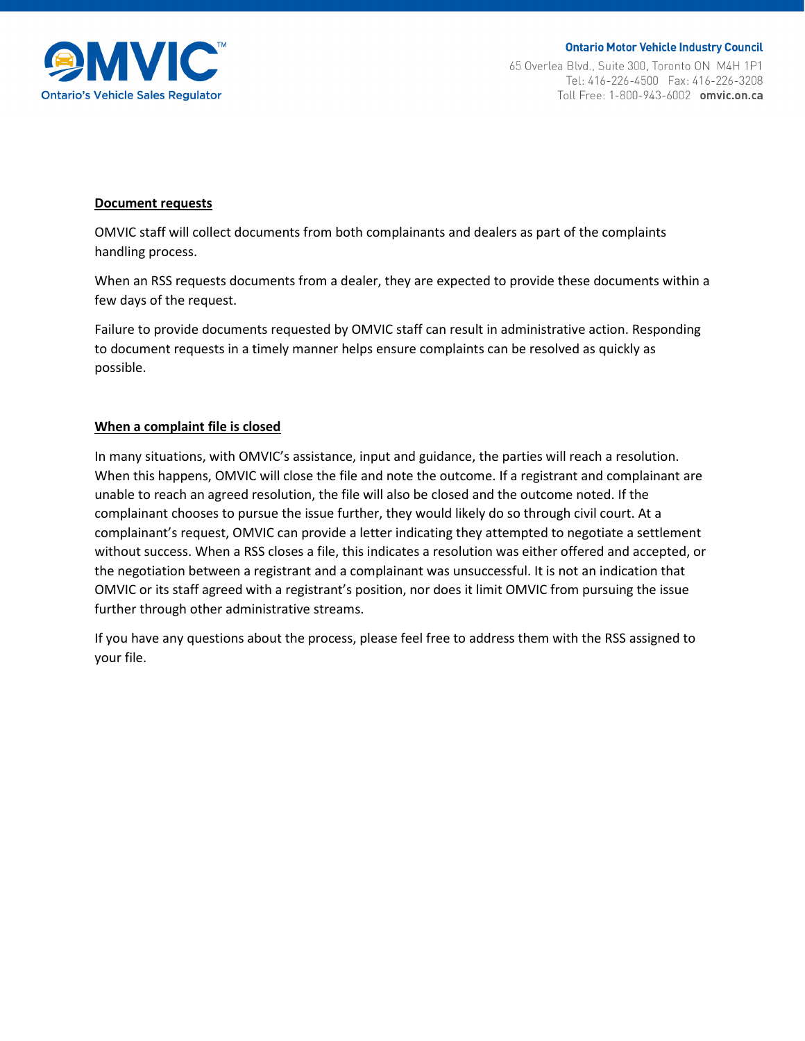**Document requests**

OMVIC staff will collect documents from both complainants and dealers as part of the complaints handling process.

When an RSS requests documents from a dealer, they are expected to provide these documents within a few days of the request.

Failure to provide documents requested by OMVIC staff can result in administrative action. Responding to document requests in a timely manner helps ensure complaints can be resolved as quickly as possible.

**When a complaint file is closed**

In many situations, with OMVIC's assistance, input and guidance, the parties will reach a resolution. When this happens, OMVIC will close the file and note the outcome. If a registrant and complainant are unable to reach an agreed resolution, the file will also be closed and the outcome noted. If the complainant chooses to pursue the issue further, they would likely do so through civil court. At a complainant's request, OMVIC can provide a letter indicating they attempted to negotiate a settlement without success. When a RSS closes a file, this indicates a resolution was either offered and accepted, or the negotiation between a registrant and a complainant was unsuccessful. It is not an indication that OMVIC or its staff agreed with a registrant's position, nor does it limit OMVIC from pursuing the issue further through other administrative streams.

If you have any questions about the process, please feel free to address them with the RSS assigned to your file.